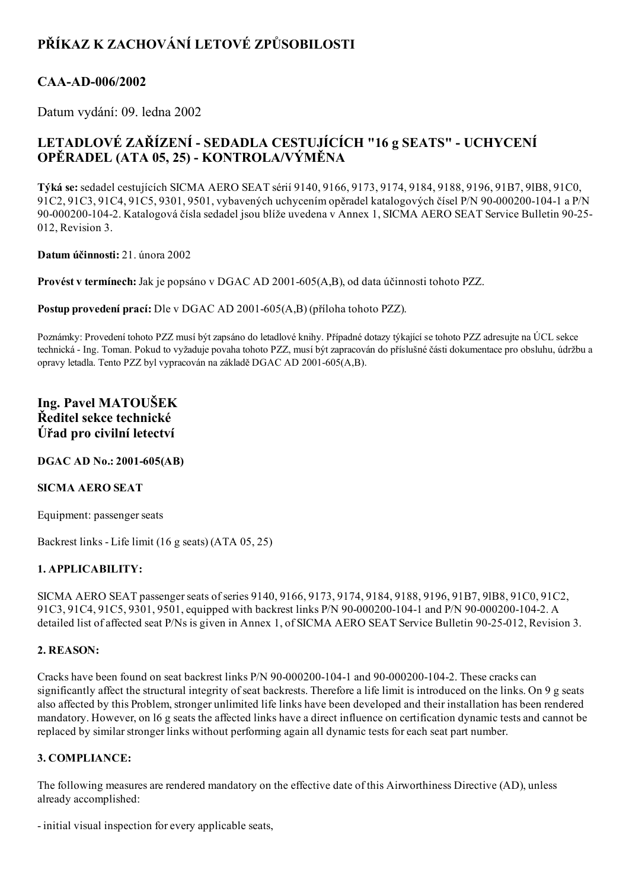# PŘÍKAZ K ZACHOVÁNÍ LETOVÉ ZPŮSOBILOSTI

## CAA-AD-006/2002

Datum vydání: 09. ledna 2002

## LETADLOVÉ ZAŘÍZENÍ - SEDADLA CESTUJÍCÍCH "16 g SEATS" - UCHYCENÍ OPĚRADEL (ATA 05, 25) - KONTROLA/VÝMĚNA

**Týká se:** sedadel cestujících SICMA AERO SEAT sérií 9140, 9166, 9173, 9174, 9184, 9188, 9196, 91B7, 9lB8, 91C0, 91C2, 91C3, 91C4, 91C5, 9301, 9501, vybavených uchycením opěradel katalogových čísel P/N 90-000200-104-1 a P/N 90-000200-104-2. Katalogová čísla sedadel jsou blíže uvedena v Annex 1, SICMA AERO SEAT Service Bulletin 90-25-012, Revision 3.

**Datum účinnosti:** 21. února 2002

**Provést v termínech:** Jak je popsáno v DGAC AD 2001-605(A,B), od data účinnosti tohoto PZZ.

**Postup provedení prací:** Dle v DGAC AD 2001-605(A,B) (příloha tohoto PZZ).

Poznámky: Provedení tohoto PZZ musí být zapsáno do letadlové knihy. Případné dotazy týkající se tohoto PZZ adresujte na ÚCL sekce technická - Ing. Toman. Pokud to vyžaduje povaha tohoto PZZ, musí být zapracován do příslušné části dokumentace pro obsluhu, údržbu a opravy letadla. Tento PZZ byl vypracován na základě DGAC AD 2001-605(A,B).

### Ing. Pavel MATOUŠEK
### Ředitel sekce technické
### Úřad pro civilní letectví

**DGAC AD No.: 2001-605(AB)**

**SICMA AERO SEAT**

Equipment: passenger seats

Backrest links - Life limit (16 g seats) (ATA 05, 25)

**1. APPLICABILITY:**

SICMA AERO SEAT passenger seats of series 9140, 9166, 9173, 9174, 9184, 9188, 9196, 91B7, 9lB8, 91C0, 91C2, 91C3, 91C4, 91C5, 9301, 9501, equipped with backrest links P/N 90-000200-104-1 and P/N 90-000200-104-2. A detailed list of affected seat P/Ns is given in Annex 1, of SICMA AERO SEAT Service Bulletin 90-25-012, Revision 3.

**2. REASON:**

Cracks have been found on seat backrest links P/N 90-000200-104-1 and 90-000200-104-2. These cracks can significantly affect the structural integrity of seat backrests. Therefore a life limit is introduced on the links. On 9 g seats also affected by this Problem, stronger unlimited life links have been developed and their installation has been rendered mandatory. However, on l6 g seats the affected links have a direct influence on certification dynamic tests and cannot be replaced by similar stronger links without performing again all dynamic tests for each seat part number.

**3. COMPLIANCE:**

The following measures are rendered mandatory on the effective date of this Airworthiness Directive (AD), unless already accomplished:

- initial visual inspection for every applicable seats,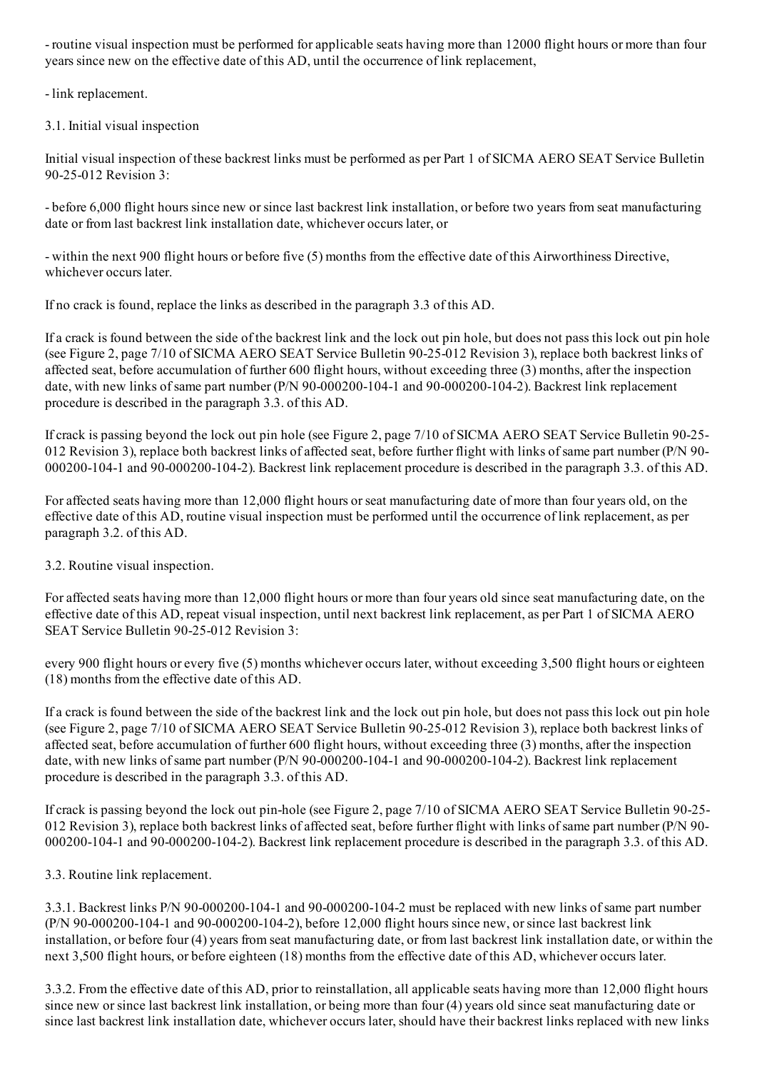- routine visual inspection must be performed for applicable seats having more than 12000 flight hours or more than four years since new on the effective date of this AD, until the occurrence of link replacement,

- link replacement.

3.1. Initial visual inspection

Initial visual inspection of these backrest links must be performed as per Part 1 of SICMA AERO SEAT Service Bulletin 90-25-012 Revision 3:

- before 6,000 flight hours since new or since last backrest link installation, or before two years from seat manufacturing date or from last backrest link installation date, whichever occurs later, or

- within the next 900 flight hours or before five (5) months from the effective date of this Airworthiness Directive, whichever occurs later.

If no crack is found, replace the links as described in the paragraph 3.3 of this AD.

If a crack is found between the side of the backrest link and the lock out pin hole, but does not pass this lock out pin hole (see Figure 2, page 7/10 of SICMA AERO SEAT Service Bulletin 90-25-012 Revision 3), replace both backrest links of affected seat, before accumulation of further 600 flight hours, without exceeding three (3) months, after the inspection date, with new links of same part number (P/N 90-000200-104-1 and 90-000200-104-2). Backrest link replacement procedure is described in the paragraph 3.3. of this AD.

If crack is passing beyond the lock out pin hole (see Figure 2, page 7/10 of SICMA AERO SEAT Service Bulletin 90-25-012 Revision 3), replace both backrest links of affected seat, before further flight with links of same part number (P/N 90-000200-104-1 and 90-000200-104-2). Backrest link replacement procedure is described in the paragraph 3.3. of this AD.

For affected seats having more than 12,000 flight hours or seat manufacturing date of more than four years old, on the effective date of this AD, routine visual inspection must be performed until the occurrence of link replacement, as per paragraph 3.2. of this AD.

3.2. Routine visual inspection.

For affected seats having more than 12,000 flight hours or more than four years old since seat manufacturing date, on the effective date of this AD, repeat visual inspection, until next backrest link replacement, as per Part 1 of SICMA AERO SEAT Service Bulletin 90-25-012 Revision 3:

every 900 flight hours or every five (5) months whichever occurs later, without exceeding 3,500 flight hours or eighteen (18) months from the effective date of this AD.

If a crack is found between the side of the backrest link and the lock out pin hole, but does not pass this lock out pin hole (see Figure 2, page 7/10 of SICMA AERO SEAT Service Bulletin 90-25-012 Revision 3), replace both backrest links of affected seat, before accumulation of further 600 flight hours, without exceeding three (3) months, after the inspection date, with new links of same part number (P/N 90-000200-104-1 and 90-000200-104-2). Backrest link replacement procedure is described in the paragraph 3.3. of this AD.

If crack is passing beyond the lock out pin-hole (see Figure 2, page 7/10 of SICMA AERO SEAT Service Bulletin 90-25-012 Revision 3), replace both backrest links of affected seat, before further flight with links of same part number (P/N 90-000200-104-1 and 90-000200-104-2). Backrest link replacement procedure is described in the paragraph 3.3. of this AD.

3.3. Routine link replacement.

3.3.1. Backrest links P/N 90-000200-104-1 and 90-000200-104-2 must be replaced with new links of same part number (P/N 90-000200-104-1 and 90-000200-104-2), before 12,000 flight hours since new, or since last backrest link installation, or before four (4) years from seat manufacturing date, or from last backrest link installation date, or within the next 3,500 flight hours, or before eighteen (18) months from the effective date of this AD, whichever occurs later.

3.3.2. From the effective date of this AD, prior to reinstallation, all applicable seats having more than 12,000 flight hours since new or since last backrest link installation, or being more than four (4) years old since seat manufacturing date or since last backrest link installation date, whichever occurs later, should have their backrest links replaced with new links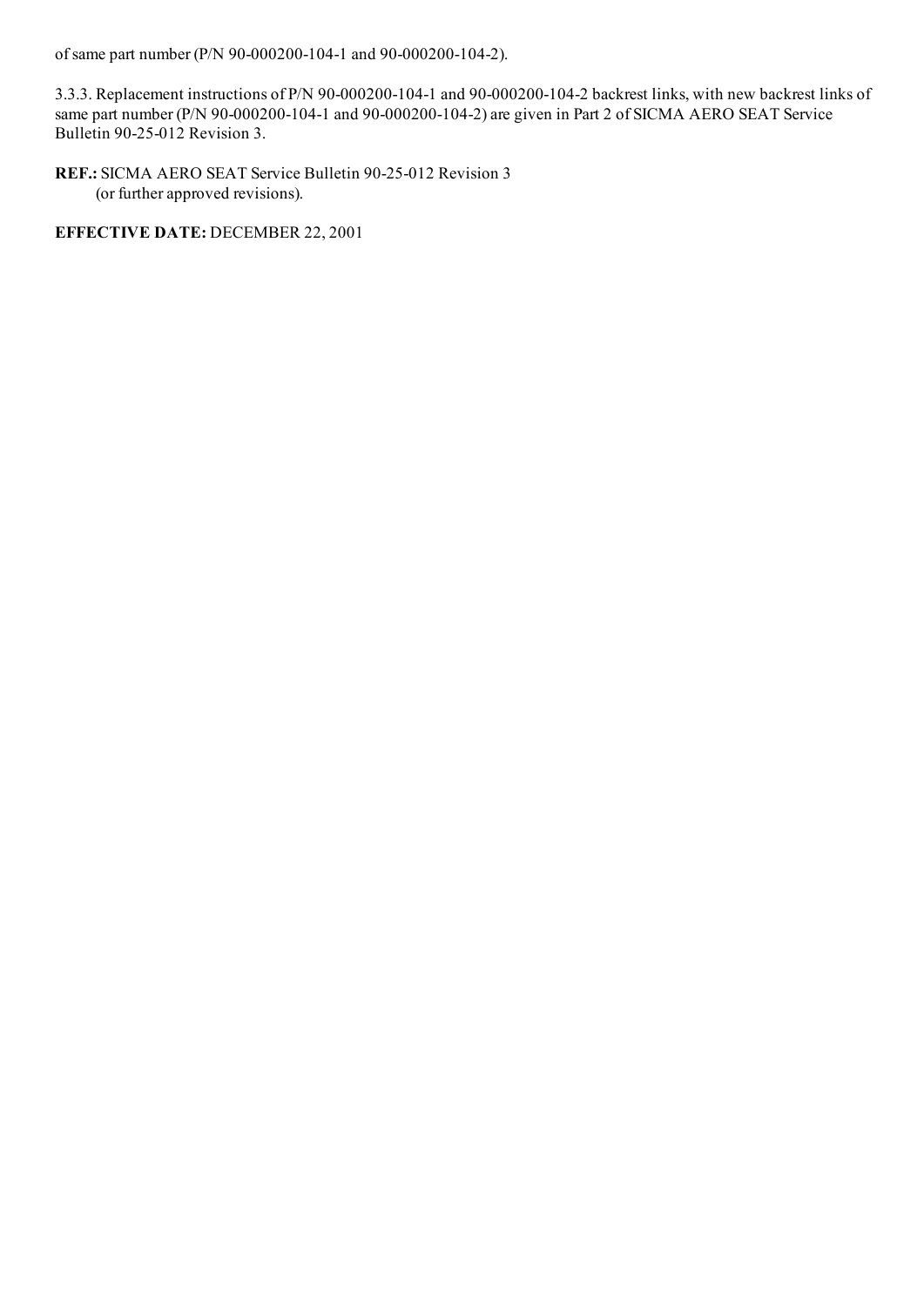of same part number (P/N 90-000200-104-1 and 90-000200-104-2).

3.3.3. Replacement instructions of P/N 90-000200-104-1 and 90-000200-104-2 backrest links, with new backrest links of same part number (P/N 90-000200-104-1 and 90-000200-104-2) are given in Part 2 of SICMA AERO SEAT Service Bulletin 90-25-012 Revision 3.

**REF.:** SICMA AERO SEAT Service Bulletin 90-25-012 Revision 3
(or further approved revisions).

**EFFECTIVE DATE:** DECEMBER 22, 2001